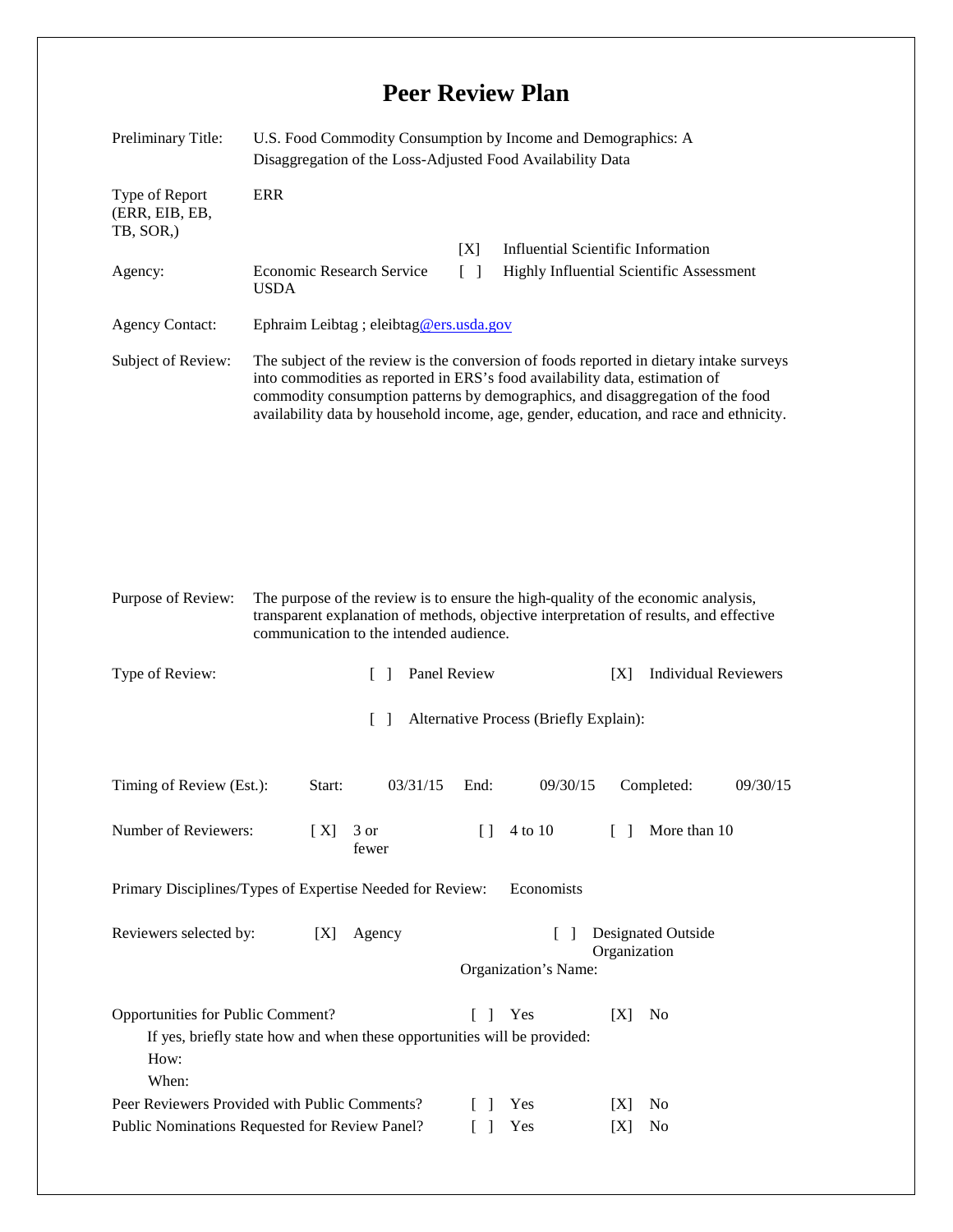# Peer Review Plan

| | |
|---|---|
| Preliminary Title: | U.S. Food Commodity Consumption by Income and Demographics: A Disaggregation of the Loss-Adjusted Food Availability Data |
| Type of Report (ERR, EIB, EB, TB, SOR,) | ERR |
| Agency: | Economic Research Service USDA |
| | [X] Influential Scientific Information |
| | [ ] Highly Influential Scientific Assessment |
| Agency Contact: | Ephraim Leibtag ; eleibtag@ers.usda.gov |
| Subject of Review: | The subject of the review is the conversion of foods reported in dietary intake surveys into commodities as reported in ERS's food availability data, estimation of commodity consumption patterns by demographics, and disaggregation of the food availability data by household income, age, gender, education, and race and ethnicity. |
| Purpose of Review: | The purpose of the review is to ensure the high-quality of the economic analysis, transparent explanation of methods, objective interpretation of results, and effective communication to the intended audience. |

Type of Review: [ ] Panel Review [X] Individual Reviewers

[ ] Alternative Process (Briefly Explain):

Timing of Review (Est.): Start: 03/31/15 End: 09/30/15 Completed: 09/30/15

Number of Reviewers: [ X] 3 or fewer [ ] 4 to 10 [ ] More than 10

Primary Disciplines/Types of Expertise Needed for Review: Economists

Reviewers selected by: [X] Agency [ ] Designated Outside Organization

Organization's Name:

Opportunities for Public Comment? [ ] Yes [X] No

If yes, briefly state how and when these opportunities will be provided:

How:

When:

Peer Reviewers Provided with Public Comments? [ ] Yes [X] No

Public Nominations Requested for Review Panel? [ ] Yes [X] No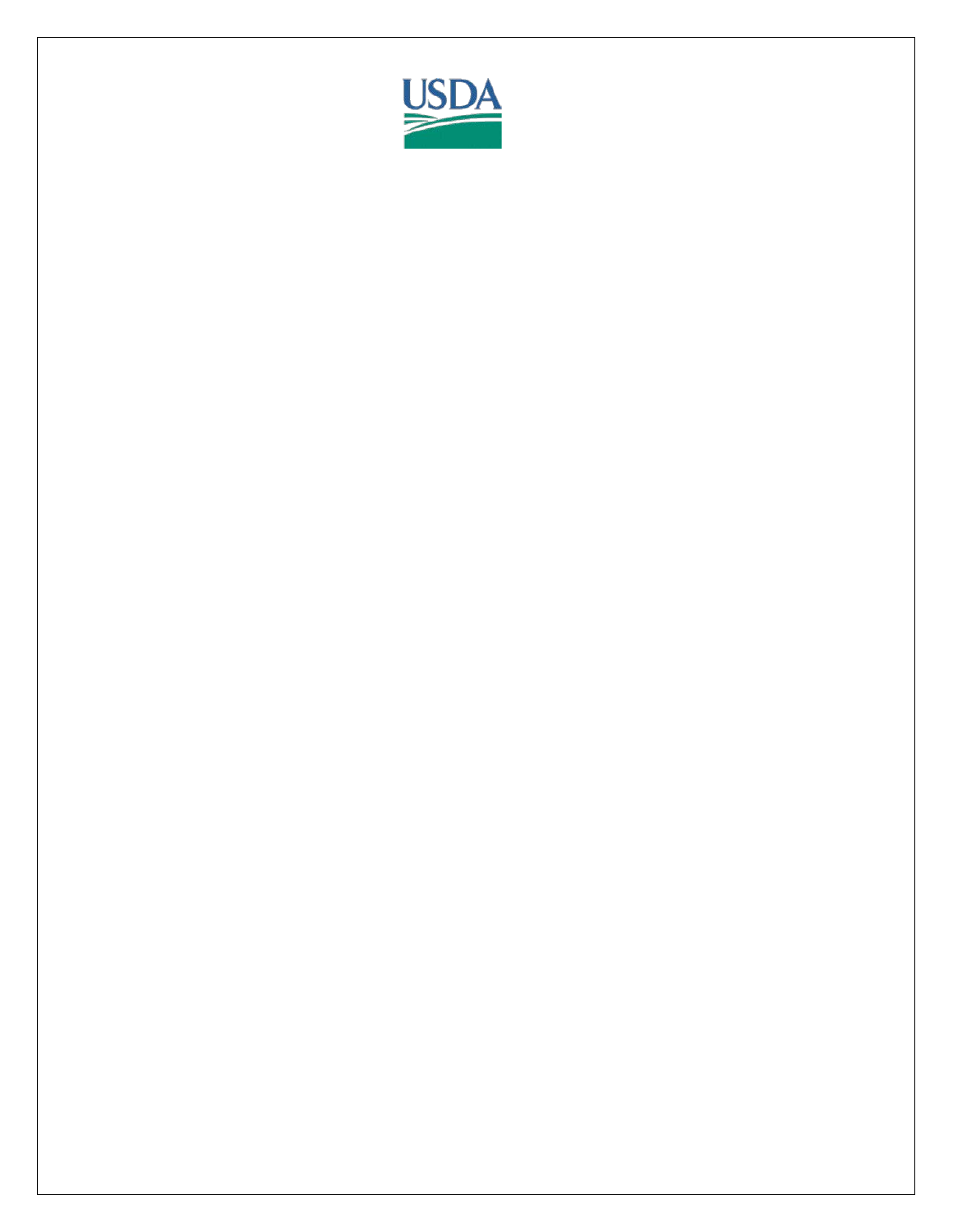USDA